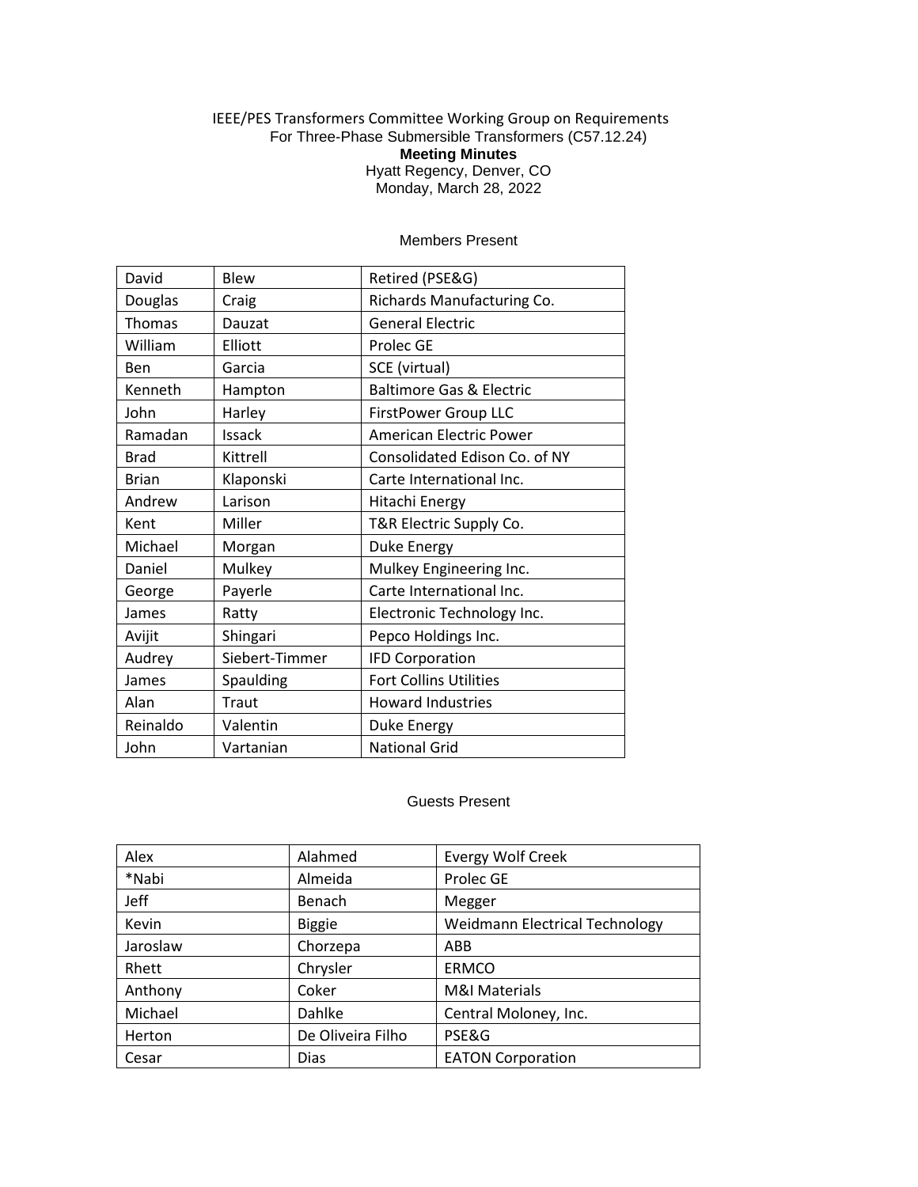IEEE/PES Transformers Committee Working Group on Requirements For Three-Phase Submersible Transformers (C57.12.24)

**Meeting Minutes**

Hyatt Regency, Denver, CO

Monday, March 28, 2022

Members Present

| | | |
|---|---|---|
| David | Blew | Retired (PSE&G) |
| Douglas | Craig | Richards Manufacturing Co. |
| Thomas | Dauzat | General Electric |
| William | Elliott | Prolec GE |
| Ben | Garcia | SCE (virtual) |
| Kenneth | Hampton | Baltimore Gas & Electric |
| John | Harley | FirstPower Group LLC |
| Ramadan | Issack | American Electric Power |
| Brad | Kittrell | Consolidated Edison Co. of NY |
| Brian | Klaponski | Carte International Inc. |
| Andrew | Larison | Hitachi Energy |
| Kent | Miller | T&R Electric Supply Co. |
| Michael | Morgan | Duke Energy |
| Daniel | Mulkey | Mulkey Engineering Inc. |
| George | Payerle | Carte International Inc. |
| James | Ratty | Electronic Technology Inc. |
| Avijit | Shingari | Pepco Holdings Inc. |
| Audrey | Siebert-Timmer | IFD Corporation |
| James | Spaulding | Fort Collins Utilities |
| Alan | Traut | Howard Industries |
| Reinaldo | Valentin | Duke Energy |
| John | Vartanian | National Grid |

Guests Present

| | | |
|---|---|---|
| Alex | Alahmed | Evergy Wolf Creek |
| *Nabi | Almeida | Prolec GE |
| Jeff | Benach | Megger |
| Kevin | Biggie | Weidmann Electrical Technology |
| Jaroslaw | Chorzepa | ABB |
| Rhett | Chrysler | ERMCO |
| Anthony | Coker | M&I Materials |
| Michael | Dahlke | Central Moloney, Inc. |
| Herton | De Oliveira Filho | PSE&G |
| Cesar | Dias | EATON Corporation |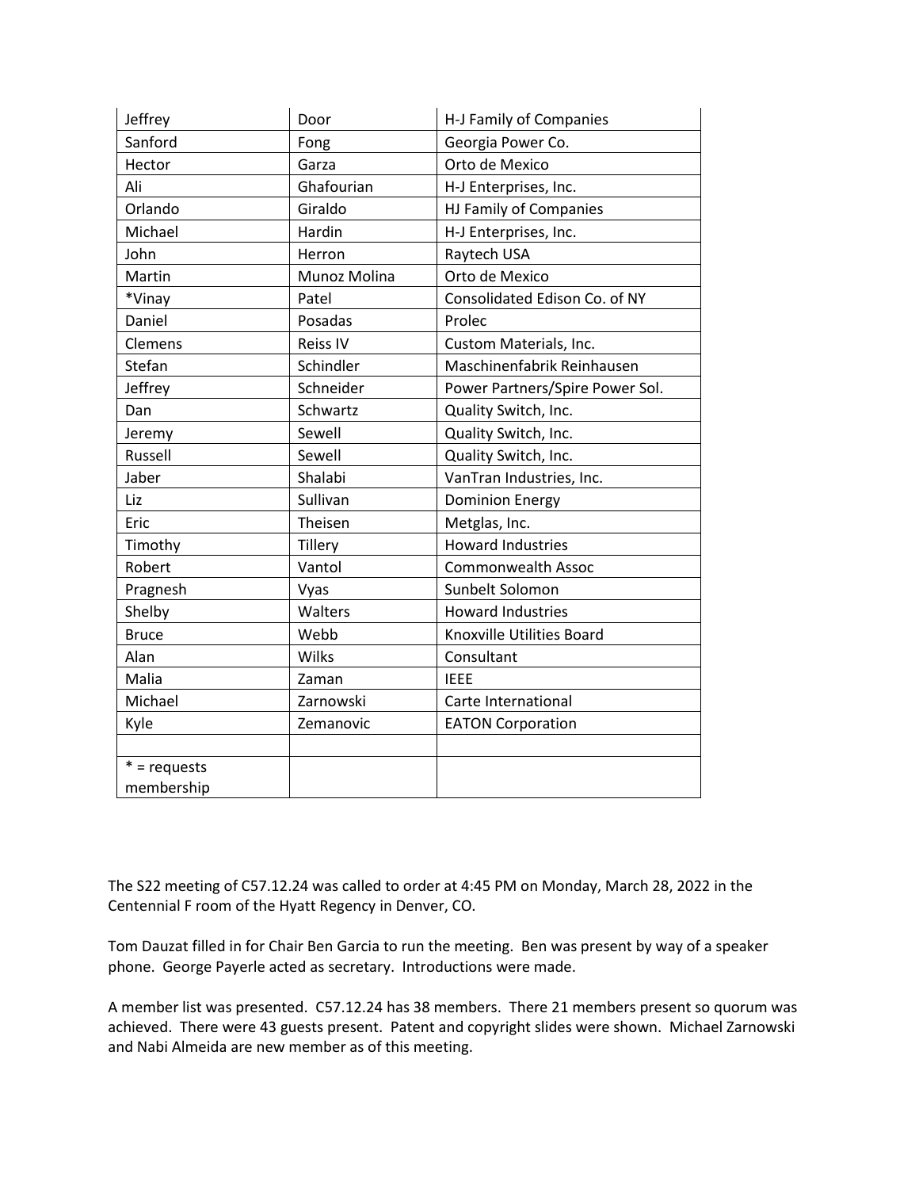| Jeffrey | Door | H-J Family of Companies |
|---|---|---|
| Sanford | Fong | Georgia Power Co. |
| Hector | Garza | Orto de Mexico |
| Ali | Ghafourian | H-J Enterprises, Inc. |
| Orlando | Giraldo | HJ Family of Companies |
| Michael | Hardin | H-J Enterprises, Inc. |
| John | Herron | Raytech USA |
| Martin | Munoz Molina | Orto de Mexico |
| *Vinay | Patel | Consolidated Edison Co. of NY |
| Daniel | Posadas | Prolec |
| Clemens | Reiss IV | Custom Materials, Inc. |
| Stefan | Schindler | Maschinenfabrik Reinhausen |
| Jeffrey | Schneider | Power Partners/Spire Power Sol. |
| Dan | Schwartz | Quality Switch, Inc. |
| Jeremy | Sewell | Quality Switch, Inc. |
| Russell | Sewell | Quality Switch, Inc. |
| Jaber | Shalabi | VanTran Industries, Inc. |
| Liz | Sullivan | Dominion Energy |
| Eric | Theisen | Metglas, Inc. |
| Timothy | Tillery | Howard Industries |
| Robert | Vantol | Commonwealth Assoc |
| Pragnesh | Vyas | Sunbelt Solomon |
| Shelby | Walters | Howard Industries |
| Bruce | Webb | Knoxville Utilities Board |
| Alan | Wilks | Consultant |
| Malia | Zaman | IEEE |
| Michael | Zarnowski | Carte International |
| Kyle | Zemanovic | EATON Corporation |
| | | |
| * = requests membership | | |

The S22 meeting of C57.12.24 was called to order at 4:45 PM on Monday, March 28, 2022 in the Centennial F room of the Hyatt Regency in Denver, CO.

Tom Dauzat filled in for Chair Ben Garcia to run the meeting. Ben was present by way of a speaker phone. George Payerle acted as secretary. Introductions were made.

A member list was presented. C57.12.24 has 38 members. There 21 members present so quorum was achieved. There were 43 guests present. Patent and copyright slides were shown. Michael Zarnowski and Nabi Almeida are new member as of this meeting.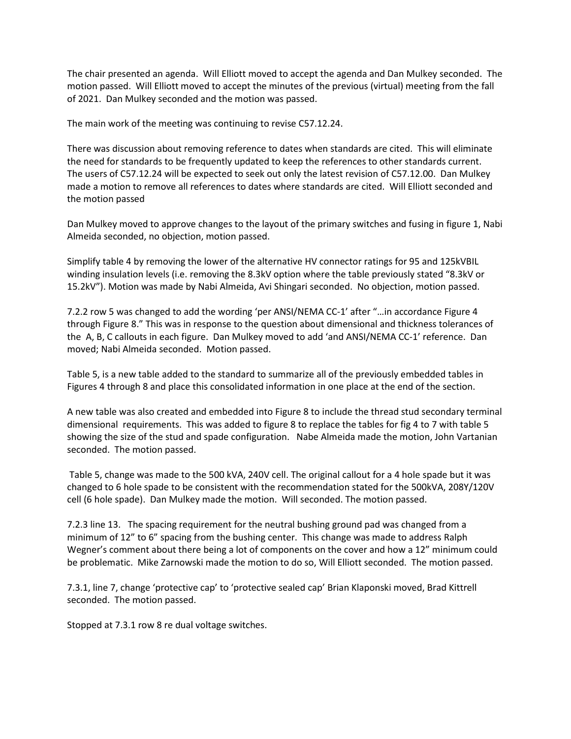The chair presented an agenda. Will Elliott moved to accept the agenda and Dan Mulkey seconded. The motion passed. Will Elliott moved to accept the minutes of the previous (virtual) meeting from the fall of 2021. Dan Mulkey seconded and the motion was passed.

The main work of the meeting was continuing to revise C57.12.24.

There was discussion about removing reference to dates when standards are cited. This will eliminate the need for standards to be frequently updated to keep the references to other standards current. The users of C57.12.24 will be expected to seek out only the latest revision of C57.12.00. Dan Mulkey made a motion to remove all references to dates where standards are cited. Will Elliott seconded and the motion passed

Dan Mulkey moved to approve changes to the layout of the primary switches and fusing in figure 1, Nabi Almeida seconded, no objection, motion passed.

Simplify table 4 by removing the lower of the alternative HV connector ratings for 95 and 125kVBIL winding insulation levels (i.e. removing the 8.3kV option where the table previously stated "8.3kV or 15.2kV"). Motion was made by Nabi Almeida, Avi Shingari seconded. No objection, motion passed.

7.2.2 row 5 was changed to add the wording 'per ANSI/NEMA CC-1' after "…in accordance Figure 4 through Figure 8." This was in response to the question about dimensional and thickness tolerances of the A, B, C callouts in each figure. Dan Mulkey moved to add 'and ANSI/NEMA CC-1' reference. Dan moved; Nabi Almeida seconded. Motion passed.

Table 5, is a new table added to the standard to summarize all of the previously embedded tables in Figures 4 through 8 and place this consolidated information in one place at the end of the section.

A new table was also created and embedded into Figure 8 to include the thread stud secondary terminal dimensional requirements. This was added to figure 8 to replace the tables for fig 4 to 7 with table 5 showing the size of the stud and spade configuration. Nabe Almeida made the motion, John Vartanian seconded. The motion passed.

Table 5, change was made to the 500 kVA, 240V cell. The original callout for a 4 hole spade but it was changed to 6 hole spade to be consistent with the recommendation stated for the 500kVA, 208Y/120V cell (6 hole spade). Dan Mulkey made the motion. Will seconded. The motion passed.

7.2.3 line 13. The spacing requirement for the neutral bushing ground pad was changed from a minimum of 12" to 6" spacing from the bushing center. This change was made to address Ralph Wegner's comment about there being a lot of components on the cover and how a 12" minimum could be problematic. Mike Zarnowski made the motion to do so, Will Elliott seconded. The motion passed.

7.3.1, line 7, change 'protective cap' to 'protective sealed cap' Brian Klaponski moved, Brad Kittrell seconded. The motion passed.

Stopped at 7.3.1 row 8 re dual voltage switches.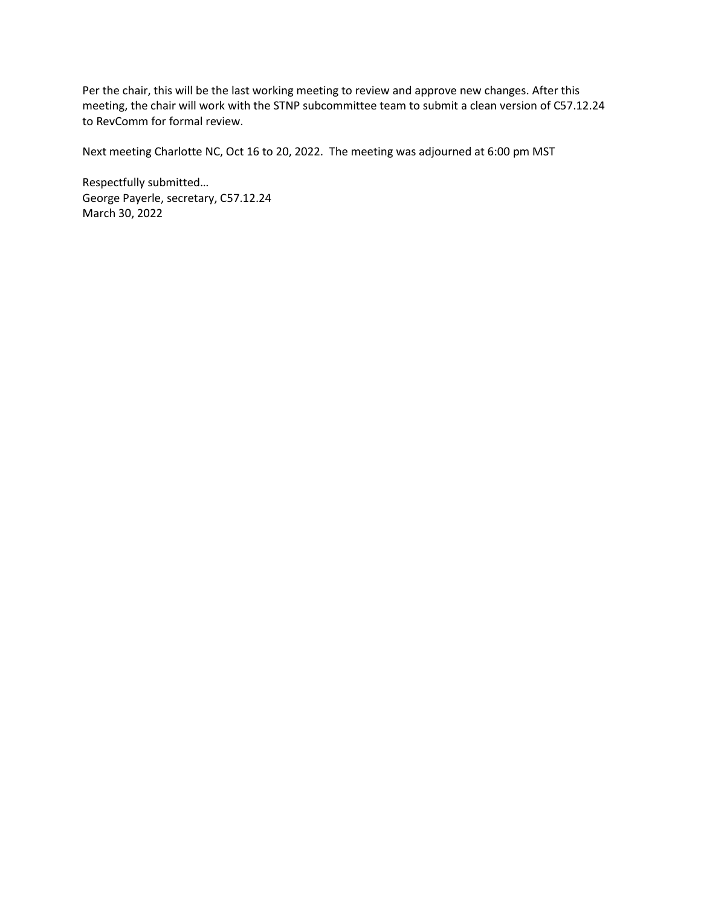Per the chair, this will be the last working meeting to review and approve new changes. After this meeting, the chair will work with the STNP subcommittee team to submit a clean version of C57.12.24 to RevComm for formal review.

Next meeting Charlotte NC, Oct 16 to 20, 2022. The meeting was adjourned at 6:00 pm MST

Respectfully submitted…
George Payerle, secretary, C57.12.24
March 30, 2022